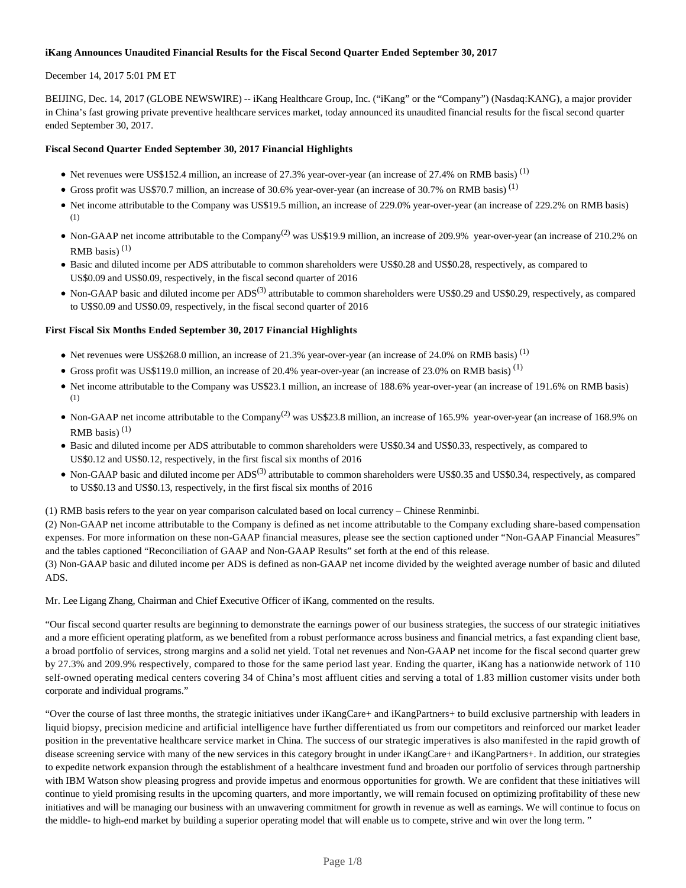**iKang Announces Unaudited Financial Results for the Fiscal Second Quarter Ended September 30, 2017**

December 14, 2017 5:01 PM ET

BEIJING, Dec. 14, 2017 (GLOBE NEWSWIRE) -- iKang Healthcare Group, Inc. ("iKang" or the "Company") (Nasdaq:KANG), a major provider in China's fast growing private preventive healthcare services market, today announced its unaudited financial results for the fiscal second quarter ended September 30, 2017.

**Fiscal Second Quarter Ended September 30, 2017 Financial Highlights**

- Net revenues were US$152.4 million, an increase of 27.3% year-over-year (an increase of 27.4% on RMB basis) (1)
- Gross profit was US$70.7 million, an increase of 30.6% year-over-year (an increase of 30.7% on RMB basis) (1)
- Net income attributable to the Company was US$19.5 million, an increase of 229.0% year-over-year (an increase of 229.2% on RMB basis) (1)
- Non-GAAP net income attributable to the Company(2) was US$19.9 million, an increase of 209.9% year-over-year (an increase of 210.2% on RMB basis) (1)
- Basic and diluted income per ADS attributable to common shareholders were US$0.28 and US$0.28, respectively, as compared to US$0.09 and US$0.09, respectively, in the fiscal second quarter of 2016
- Non-GAAP basic and diluted income per ADS(3) attributable to common shareholders were US$0.29 and US$0.29, respectively, as compared to U$S0.09 and US$0.09, respectively, in the fiscal second quarter of 2016

**First Fiscal Six Months Ended September 30, 2017 Financial Highlights**

- Net revenues were US$268.0 million, an increase of 21.3% year-over-year (an increase of 24.0% on RMB basis) (1)
- Gross profit was US$119.0 million, an increase of 20.4% year-over-year (an increase of 23.0% on RMB basis) (1)
- Net income attributable to the Company was US$23.1 million, an increase of 188.6% year-over-year (an increase of 191.6% on RMB basis) (1)
- Non-GAAP net income attributable to the Company(2) was US$23.8 million, an increase of 165.9% year-over-year (an increase of 168.9% on RMB basis) (1)
- Basic and diluted income per ADS attributable to common shareholders were US$0.34 and US$0.33, respectively, as compared to US$0.12 and US$0.12, respectively, in the first fiscal six months of 2016
- Non-GAAP basic and diluted income per ADS(3) attributable to common shareholders were US$0.35 and US$0.34, respectively, as compared to US$0.13 and US$0.13, respectively, in the first fiscal six months of 2016

(1) RMB basis refers to the year on year comparison calculated based on local currency – Chinese Renminbi.
(2) Non-GAAP net income attributable to the Company is defined as net income attributable to the Company excluding share-based compensation expenses. For more information on these non-GAAP financial measures, please see the section captioned under "Non-GAAP Financial Measures" and the tables captioned "Reconciliation of GAAP and Non-GAAP Results" set forth at the end of this release.
(3) Non-GAAP basic and diluted income per ADS is defined as non-GAAP net income divided by the weighted average number of basic and diluted ADS.

Mr. Lee Ligang Zhang, Chairman and Chief Executive Officer of iKang, commented on the results.

"Our fiscal second quarter results are beginning to demonstrate the earnings power of our business strategies, the success of our strategic initiatives and a more efficient operating platform, as we benefited from a robust performance across business and financial metrics, a fast expanding client base, a broad portfolio of services, strong margins and a solid net yield. Total net revenues and Non-GAAP net income for the fiscal second quarter grew by 27.3% and 209.9% respectively, compared to those for the same period last year. Ending the quarter, iKang has a nationwide network of 110 self-owned operating medical centers covering 34 of China's most affluent cities and serving a total of 1.83 million customer visits under both corporate and individual programs."

"Over the course of last three months, the strategic initiatives under iKangCare+ and iKangPartners+ to build exclusive partnership with leaders in liquid biopsy, precision medicine and artificial intelligence have further differentiated us from our competitors and reinforced our market leader position in the preventative healthcare service market in China. The success of our strategic imperatives is also manifested in the rapid growth of disease screening service with many of the new services in this category brought in under iKangCare+ and iKangPartners+. In addition, our strategies to expedite network expansion through the establishment of a healthcare investment fund and broaden our portfolio of services through partnership with IBM Watson show pleasing progress and provide impetus and enormous opportunities for growth. We are confident that these initiatives will continue to yield promising results in the upcoming quarters, and more importantly, we will remain focused on optimizing profitability of these new initiatives and will be managing our business with an unwavering commitment for growth in revenue as well as earnings. We will continue to focus on the middle- to high-end market by building a superior operating model that will enable us to compete, strive and win over the long term. "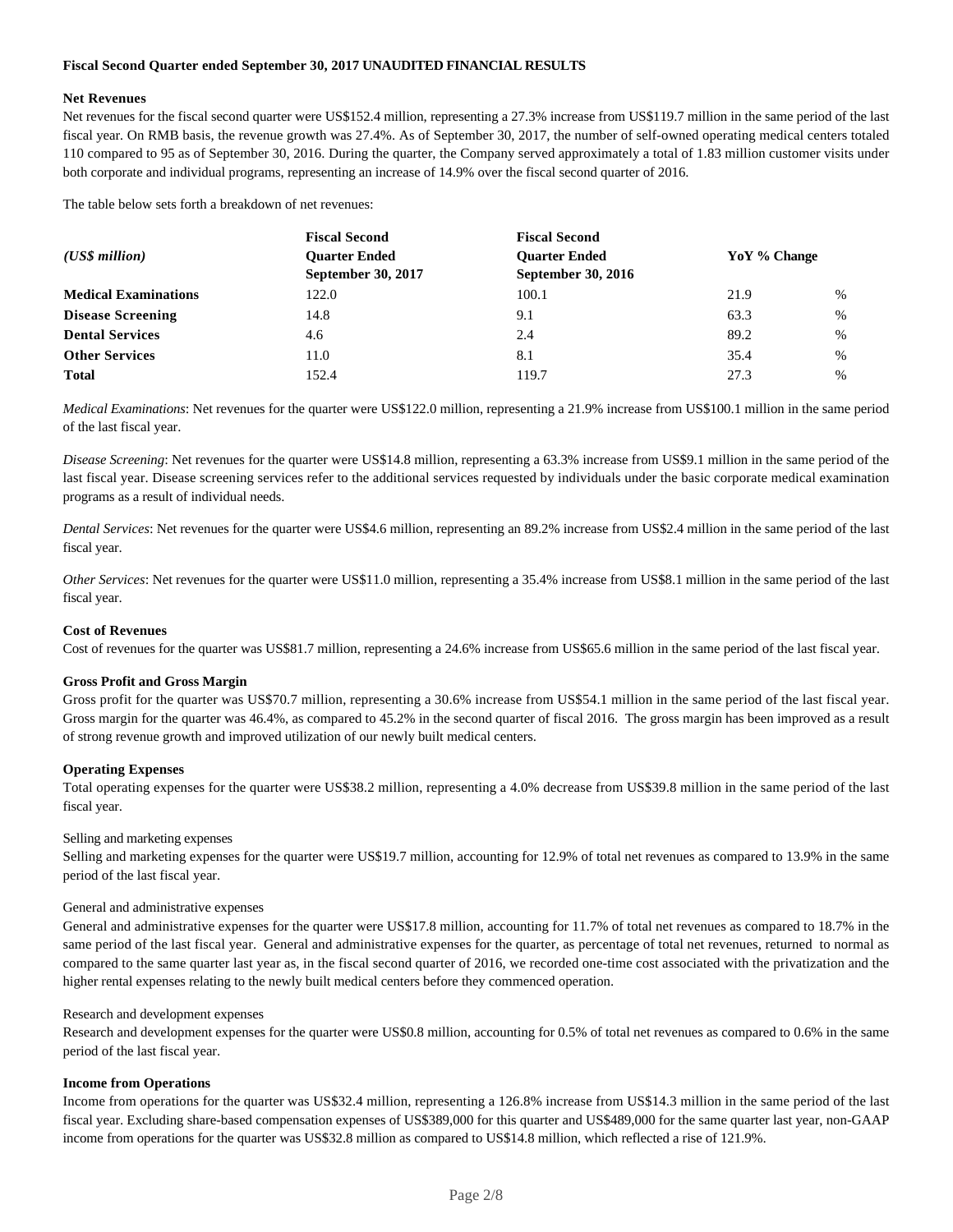**Fiscal Second Quarter ended September 30, 2017 UNAUDITED FINANCIAL RESULTS**

**Net Revenues**

Net revenues for the fiscal second quarter were US$152.4 million, representing a 27.3% increase from US$119.7 million in the same period of the last fiscal year. On RMB basis, the revenue growth was 27.4%. As of September 30, 2017, the number of self-owned operating medical centers totaled 110 compared to 95 as of September 30, 2016. During the quarter, the Company served approximately a total of 1.83 million customer visits under both corporate and individual programs, representing an increase of 14.9% over the fiscal second quarter of 2016.

The table below sets forth a breakdown of net revenues:

| *(US$ million)* | Fiscal Second Quarter Ended September 30, 2017 | Fiscal Second Quarter Ended September 30, 2016 | YoY % Change | |
|---|---|---|---|---|
| **Medical Examinations** | 122.0 | 100.1 | 21.9 | % |
| **Disease Screening** | 14.8 | 9.1 | 63.3 | % |
| **Dental Services** | 4.6 | 2.4 | 89.2 | % |
| **Other Services** | 11.0 | 8.1 | 35.4 | % |
| **Total** | 152.4 | 119.7 | 27.3 | % |

*Medical Examinations*: Net revenues for the quarter were US$122.0 million, representing a 21.9% increase from US$100.1 million in the same period of the last fiscal year.

*Disease Screening*: Net revenues for the quarter were US$14.8 million, representing a 63.3% increase from US$9.1 million in the same period of the last fiscal year. Disease screening services refer to the additional services requested by individuals under the basic corporate medical examination programs as a result of individual needs.

*Dental Services*: Net revenues for the quarter were US$4.6 million, representing an 89.2% increase from US$2.4 million in the same period of the last fiscal year.

*Other Services*: Net revenues for the quarter were US$11.0 million, representing a 35.4% increase from US$8.1 million in the same period of the last fiscal year.

**Cost of Revenues**

Cost of revenues for the quarter was US$81.7 million, representing a 24.6% increase from US$65.6 million in the same period of the last fiscal year.

**Gross Profit and Gross Margin**

Gross profit for the quarter was US$70.7 million, representing a 30.6% increase from US$54.1 million in the same period of the last fiscal year. Gross margin for the quarter was 46.4%, as compared to 45.2% in the second quarter of fiscal 2016. The gross margin has been improved as a result of strong revenue growth and improved utilization of our newly built medical centers.

**Operating Expenses**

Total operating expenses for the quarter were US$38.2 million, representing a 4.0% decrease from US$39.8 million in the same period of the last fiscal year.

Selling and marketing expenses

Selling and marketing expenses for the quarter were US$19.7 million, accounting for 12.9% of total net revenues as compared to 13.9% in the same period of the last fiscal year.

General and administrative expenses

General and administrative expenses for the quarter were US$17.8 million, accounting for 11.7% of total net revenues as compared to 18.7% in the same period of the last fiscal year. General and administrative expenses for the quarter, as percentage of total net revenues, returned to normal as compared to the same quarter last year as, in the fiscal second quarter of 2016, we recorded one-time cost associated with the privatization and the higher rental expenses relating to the newly built medical centers before they commenced operation.

Research and development expenses

Research and development expenses for the quarter were US$0.8 million, accounting for 0.5% of total net revenues as compared to 0.6% in the same period of the last fiscal year.

**Income from Operations**

Income from operations for the quarter was US$32.4 million, representing a 126.8% increase from US$14.3 million in the same period of the last fiscal year. Excluding share-based compensation expenses of US$389,000 for this quarter and US$489,000 for the same quarter last year, non-GAAP income from operations for the quarter was US$32.8 million as compared to US$14.8 million, which reflected a rise of 121.9%.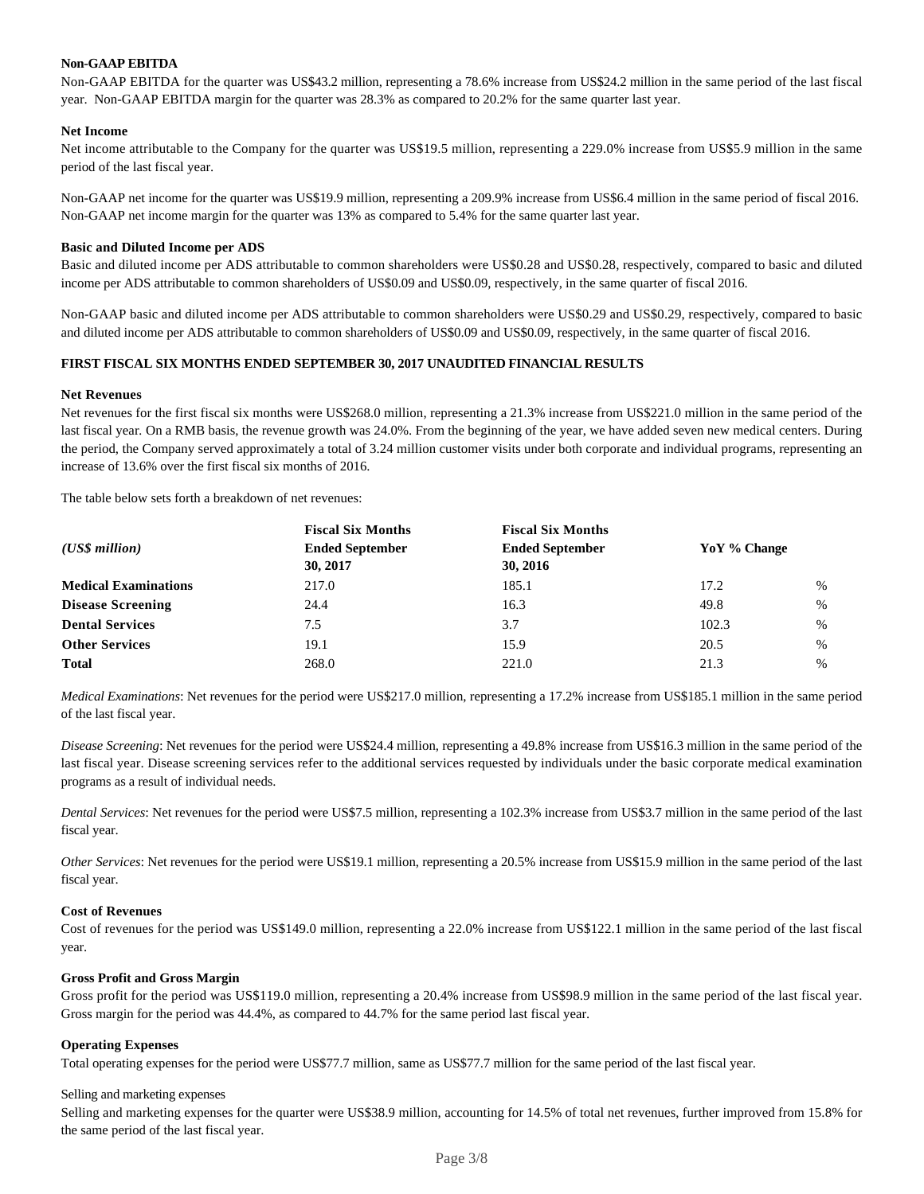**Non-GAAP EBITDA**

Non-GAAP EBITDA for the quarter was US$43.2 million, representing a 78.6% increase from US$24.2 million in the same period of the last fiscal year. Non-GAAP EBITDA margin for the quarter was 28.3% as compared to 20.2% for the same quarter last year.

**Net Income**

Net income attributable to the Company for the quarter was US$19.5 million, representing a 229.0% increase from US$5.9 million in the same period of the last fiscal year.

Non-GAAP net income for the quarter was US$19.9 million, representing a 209.9% increase from US$6.4 million in the same period of fiscal 2016. Non-GAAP net income margin for the quarter was 13% as compared to 5.4% for the same quarter last year.

**Basic and Diluted Income per ADS**

Basic and diluted income per ADS attributable to common shareholders were US$0.28 and US$0.28, respectively, compared to basic and diluted income per ADS attributable to common shareholders of US$0.09 and US$0.09, respectively, in the same quarter of fiscal 2016.

Non-GAAP basic and diluted income per ADS attributable to common shareholders were US$0.29 and US$0.29, respectively, compared to basic and diluted income per ADS attributable to common shareholders of US$0.09 and US$0.09, respectively, in the same quarter of fiscal 2016.

**FIRST FISCAL SIX MONTHS ENDED SEPTEMBER 30, 2017 UNAUDITED FINANCIAL RESULTS**

**Net Revenues**

Net revenues for the first fiscal six months were US$268.0 million, representing a 21.3% increase from US$221.0 million in the same period of the last fiscal year. On a RMB basis, the revenue growth was 24.0%. From the beginning of the year, we have added seven new medical centers. During the period, the Company served approximately a total of 3.24 million customer visits under both corporate and individual programs, representing an increase of 13.6% over the first fiscal six months of 2016.

The table below sets forth a breakdown of net revenues:

| *(US$ million)* | **Fiscal Six Months Ended September 30, 2017** | **Fiscal Six Months Ended September 30, 2016** | **YoY % Change** | |
|---|---|---|---|---|
| **Medical Examinations** | 217.0 | 185.1 | 17.2 | % |
| **Disease Screening** | 24.4 | 16.3 | 49.8 | % |
| **Dental Services** | 7.5 | 3.7 | 102.3 | % |
| **Other Services** | 19.1 | 15.9 | 20.5 | % |
| **Total** | 268.0 | 221.0 | 21.3 | % |

*Medical Examinations*: Net revenues for the period were US$217.0 million, representing a 17.2% increase from US$185.1 million in the same period of the last fiscal year.

*Disease Screening*: Net revenues for the period were US$24.4 million, representing a 49.8% increase from US$16.3 million in the same period of the last fiscal year. Disease screening services refer to the additional services requested by individuals under the basic corporate medical examination programs as a result of individual needs.

*Dental Services*: Net revenues for the period were US$7.5 million, representing a 102.3% increase from US$3.7 million in the same period of the last fiscal year.

*Other Services*: Net revenues for the period were US$19.1 million, representing a 20.5% increase from US$15.9 million in the same period of the last fiscal year.

**Cost of Revenues**

Cost of revenues for the period was US$149.0 million, representing a 22.0% increase from US$122.1 million in the same period of the last fiscal year.

**Gross Profit and Gross Margin**

Gross profit for the period was US$119.0 million, representing a 20.4% increase from US$98.9 million in the same period of the last fiscal year. Gross margin for the period was 44.4%, as compared to 44.7% for the same period last fiscal year.

**Operating Expenses**

Total operating expenses for the period were US$77.7 million, same as US$77.7 million for the same period of the last fiscal year.

Selling and marketing expenses

Selling and marketing expenses for the quarter were US$38.9 million, accounting for 14.5% of total net revenues, further improved from 15.8% for the same period of the last fiscal year.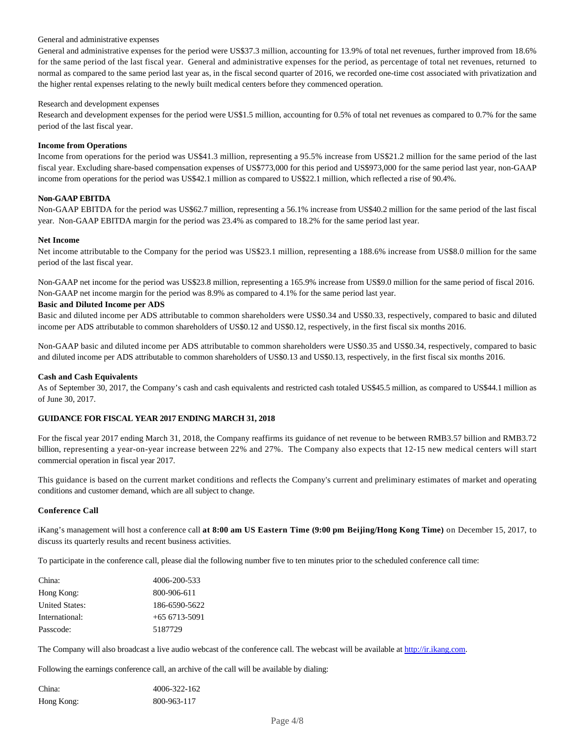General and administrative expenses

General and administrative expenses for the period were US$37.3 million, accounting for 13.9% of total net revenues, further improved from 18.6% for the same period of the last fiscal year. General and administrative expenses for the period, as percentage of total net revenues, returned to normal as compared to the same period last year as, in the fiscal second quarter of 2016, we recorded one-time cost associated with privatization and the higher rental expenses relating to the newly built medical centers before they commenced operation.

Research and development expenses

Research and development expenses for the period were US$1.5 million, accounting for 0.5% of total net revenues as compared to 0.7% for the same period of the last fiscal year.

**Income from Operations**

Income from operations for the period was US$41.3 million, representing a 95.5% increase from US$21.2 million for the same period of the last fiscal year. Excluding share-based compensation expenses of US$773,000 for this period and US$973,000 for the same period last year, non-GAAP income from operations for the period was US$42.1 million as compared to US$22.1 million, which reflected a rise of 90.4%.

**Non-GAAP EBITDA**

Non-GAAP EBITDA for the period was US$62.7 million, representing a 56.1% increase from US$40.2 million for the same period of the last fiscal year. Non-GAAP EBITDA margin for the period was 23.4% as compared to 18.2% for the same period last year.

**Net Income**

Net income attributable to the Company for the period was US$23.1 million, representing a 188.6% increase from US$8.0 million for the same period of the last fiscal year.

Non-GAAP net income for the period was US$23.8 million, representing a 165.9% increase from US$9.0 million for the same period of fiscal 2016. Non-GAAP net income margin for the period was 8.9% as compared to 4.1% for the same period last year.

**Basic and Diluted Income per ADS**

Basic and diluted income per ADS attributable to common shareholders were US$0.34 and US$0.33, respectively, compared to basic and diluted income per ADS attributable to common shareholders of US$0.12 and US$0.12, respectively, in the first fiscal six months 2016.

Non-GAAP basic and diluted income per ADS attributable to common shareholders were US$0.35 and US$0.34, respectively, compared to basic and diluted income per ADS attributable to common shareholders of US$0.13 and US$0.13, respectively, in the first fiscal six months 2016.

**Cash and Cash Equivalents**

As of September 30, 2017, the Company's cash and cash equivalents and restricted cash totaled US$45.5 million, as compared to US$44.1 million as of June 30, 2017.

**GUIDANCE FOR FISCAL YEAR 2017 ENDING MARCH 31, 2018**

For the fiscal year 2017 ending March 31, 2018, the Company reaffirms its guidance of net revenue to be between RMB3.57 billion and RMB3.72 billion, representing a year-on-year increase between 22% and 27%. The Company also expects that 12-15 new medical centers will start commercial operation in fiscal year 2017.

This guidance is based on the current market conditions and reflects the Company's current and preliminary estimates of market and operating conditions and customer demand, which are all subject to change.

**Conference Call**

iKang's management will host a conference call **at 8:00 am US Eastern Time (9:00 pm Beijing/Hong Kong Time)** on December 15, 2017, to discuss its quarterly results and recent business activities.

To participate in the conference call, please dial the following number five to ten minutes prior to the scheduled conference call time:

| | |
|---|---|
| China: | 4006-200-533 |
| Hong Kong: | 800-906-611 |
| United States: | 186-6590-5622 |
| International: | +65 6713-5091 |
| Passcode: | 5187729 |

The Company will also broadcast a live audio webcast of the conference call. The webcast will be available at http://ir.ikang.com.

Following the earnings conference call, an archive of the call will be available by dialing:

| | |
|---|---|
| China: | 4006-322-162 |
| Hong Kong: | 800-963-117 |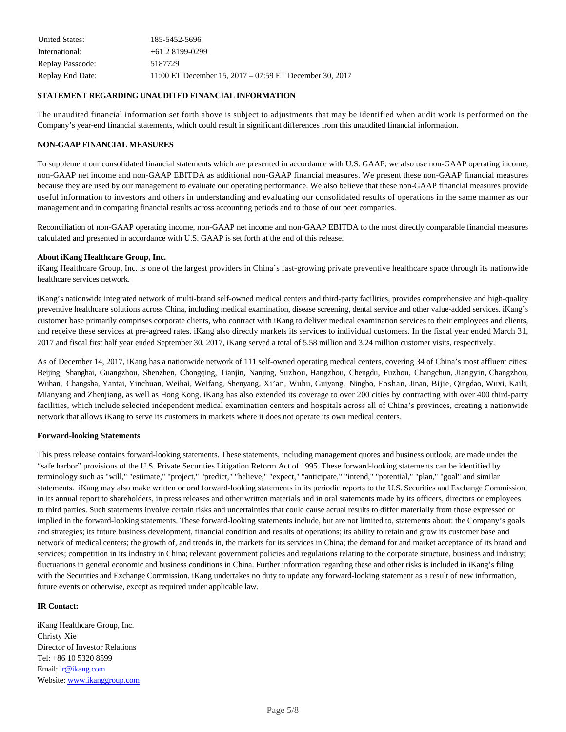| | |
|---|---|
| United States: | 185-5452-5696 |
| International: | +61 2 8199-0299 |
| Replay Passcode: | 5187729 |
| Replay End Date: | 11:00 ET December 15, 2017 – 07:59 ET December 30, 2017 |

**STATEMENT REGARDING UNAUDITED FINANCIAL INFORMATION**

The unaudited financial information set forth above is subject to adjustments that may be identified when audit work is performed on the Company's year-end financial statements, which could result in significant differences from this unaudited financial information.

**NON-GAAP FINANCIAL MEASURES**

To supplement our consolidated financial statements which are presented in accordance with U.S. GAAP, we also use non-GAAP operating income, non-GAAP net income and non-GAAP EBITDA as additional non-GAAP financial measures. We present these non-GAAP financial measures because they are used by our management to evaluate our operating performance. We also believe that these non-GAAP financial measures provide useful information to investors and others in understanding and evaluating our consolidated results of operations in the same manner as our management and in comparing financial results across accounting periods and to those of our peer companies.

Reconciliation of non-GAAP operating income, non-GAAP net income and non-GAAP EBITDA to the most directly comparable financial measures calculated and presented in accordance with U.S. GAAP is set forth at the end of this release.

**About iKang Healthcare Group, Inc.**

iKang Healthcare Group, Inc. is one of the largest providers in China's fast-growing private preventive healthcare space through its nationwide healthcare services network.

iKang's nationwide integrated network of multi-brand self-owned medical centers and third-party facilities, provides comprehensive and high-quality preventive healthcare solutions across China, including medical examination, disease screening, dental service and other value-added services. iKang's customer base primarily comprises corporate clients, who contract with iKang to deliver medical examination services to their employees and clients, and receive these services at pre-agreed rates. iKang also directly markets its services to individual customers. In the fiscal year ended March 31, 2017 and fiscal first half year ended September 30, 2017, iKang served a total of 5.58 million and 3.24 million customer visits, respectively.

As of December 14, 2017, iKang has a nationwide network of 111 self-owned operating medical centers, covering 34 of China's most affluent cities: Beijing, Shanghai, Guangzhou, Shenzhen, Chongqing, Tianjin, Nanjing, Suzhou, Hangzhou, Chengdu, Fuzhou, Changchun, Jiangyin, Changzhou, Wuhan, Changsha, Yantai, Yinchuan, Weihai, Weifang, Shenyang, Xi'an, Wuhu, Guiyang, Ningbo, Foshan, Jinan, Bijie, Qingdao, Wuxi, Kaili, Mianyang and Zhenjiang, as well as Hong Kong. iKang has also extended its coverage to over 200 cities by contracting with over 400 third-party facilities, which include selected independent medical examination centers and hospitals across all of China's provinces, creating a nationwide network that allows iKang to serve its customers in markets where it does not operate its own medical centers.

**Forward-looking Statements**

This press release contains forward-looking statements. These statements, including management quotes and business outlook, are made under the "safe harbor" provisions of the U.S. Private Securities Litigation Reform Act of 1995. These forward-looking statements can be identified by terminology such as "will," "estimate," "project," "predict," "believe," "expect," "anticipate," "intend," "potential," "plan," "goal" and similar statements. iKang may also make written or oral forward-looking statements in its periodic reports to the U.S. Securities and Exchange Commission, in its annual report to shareholders, in press releases and other written materials and in oral statements made by its officers, directors or employees to third parties. Such statements involve certain risks and uncertainties that could cause actual results to differ materially from those expressed or implied in the forward-looking statements. These forward-looking statements include, but are not limited to, statements about: the Company's goals and strategies; its future business development, financial condition and results of operations; its ability to retain and grow its customer base and network of medical centers; the growth of, and trends in, the markets for its services in China; the demand for and market acceptance of its brand and services; competition in its industry in China; relevant government policies and regulations relating to the corporate structure, business and industry; fluctuations in general economic and business conditions in China. Further information regarding these and other risks is included in iKang's filing with the Securities and Exchange Commission. iKang undertakes no duty to update any forward-looking statement as a result of new information, future events or otherwise, except as required under applicable law.

**IR Contact:**

iKang Healthcare Group, Inc.
Christy Xie
Director of Investor Relations
Tel: +86 10 5320 8599
Email: ir@ikang.com
Website: www.ikanggroup.com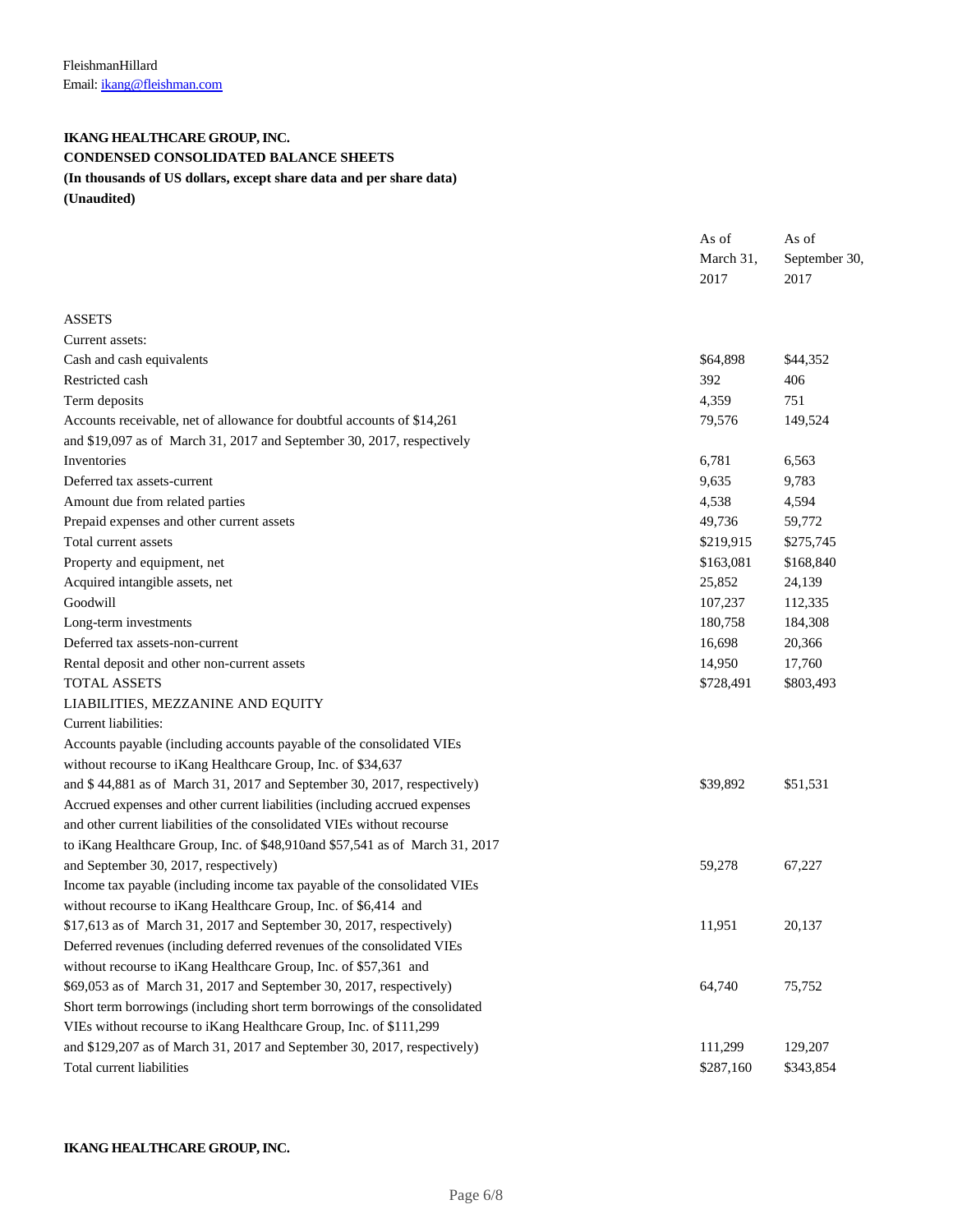FleishmanHillard
Email: ikang@fleishman.com

**IKANG HEALTHCARE GROUP, INC.**
**CONDENSED CONSOLIDATED BALANCE SHEETS**
**(In thousands of US dollars, except share data and per share data)**
**(Unaudited)**

| | As of March 31, 2017 | As of September 30, 2017 |
|---|---|---|
| ASSETS | | |
| Current assets: | | |
| Cash and cash equivalents | $64,898 | $44,352 |
| Restricted cash | 392 | 406 |
| Term deposits | 4,359 | 751 |
| Accounts receivable, net of allowance for doubtful accounts of $14,261 and $19,097 as of March 31, 2017 and September 30, 2017, respectively | 79,576 | 149,524 |
| Inventories | 6,781 | 6,563 |
| Deferred tax assets-current | 9,635 | 9,783 |
| Amount due from related parties | 4,538 | 4,594 |
| Prepaid expenses and other current assets | 49,736 | 59,772 |
| Total current assets | $219,915 | $275,745 |
| Property and equipment, net | $163,081 | $168,840 |
| Acquired intangible assets, net | 25,852 | 24,139 |
| Goodwill | 107,237 | 112,335 |
| Long-term investments | 180,758 | 184,308 |
| Deferred tax assets-non-current | 16,698 | 20,366 |
| Rental deposit and other non-current assets | 14,950 | 17,760 |
| TOTAL ASSETS | $728,491 | $803,493 |
| LIABILITIES, MEZZANINE AND EQUITY | | |
| Current liabilities: | | |
| Accounts payable (including accounts payable of the consolidated VIEs without recourse to iKang Healthcare Group, Inc. of $34,637 and $ 44,881 as of March 31, 2017 and September 30, 2017, respectively) | $39,892 | $51,531 |
| Accrued expenses and other current liabilities (including accrued expenses and other current liabilities of the consolidated VIEs without recourse to iKang Healthcare Group, Inc. of $48,910and $57,541 as of March 31, 2017 and September 30, 2017, respectively) | 59,278 | 67,227 |
| Income tax payable (including income tax payable of the consolidated VIEs without recourse to iKang Healthcare Group, Inc. of $6,414 and $17,613 as of March 31, 2017 and September 30, 2017, respectively) | 11,951 | 20,137 |
| Deferred revenues (including deferred revenues of the consolidated VIEs without recourse to iKang Healthcare Group, Inc. of $57,361 and $69,053 as of March 31, 2017 and September 30, 2017, respectively) | 64,740 | 75,752 |
| Short term borrowings (including short term borrowings of the consolidated VIEs without recourse to iKang Healthcare Group, Inc. of $111,299 and $129,207 as of March 31, 2017 and September 30, 2017, respectively) | 111,299 | 129,207 |
| Total current liabilities | $287,160 | $343,854 |

**IKANG HEALTHCARE GROUP, INC.**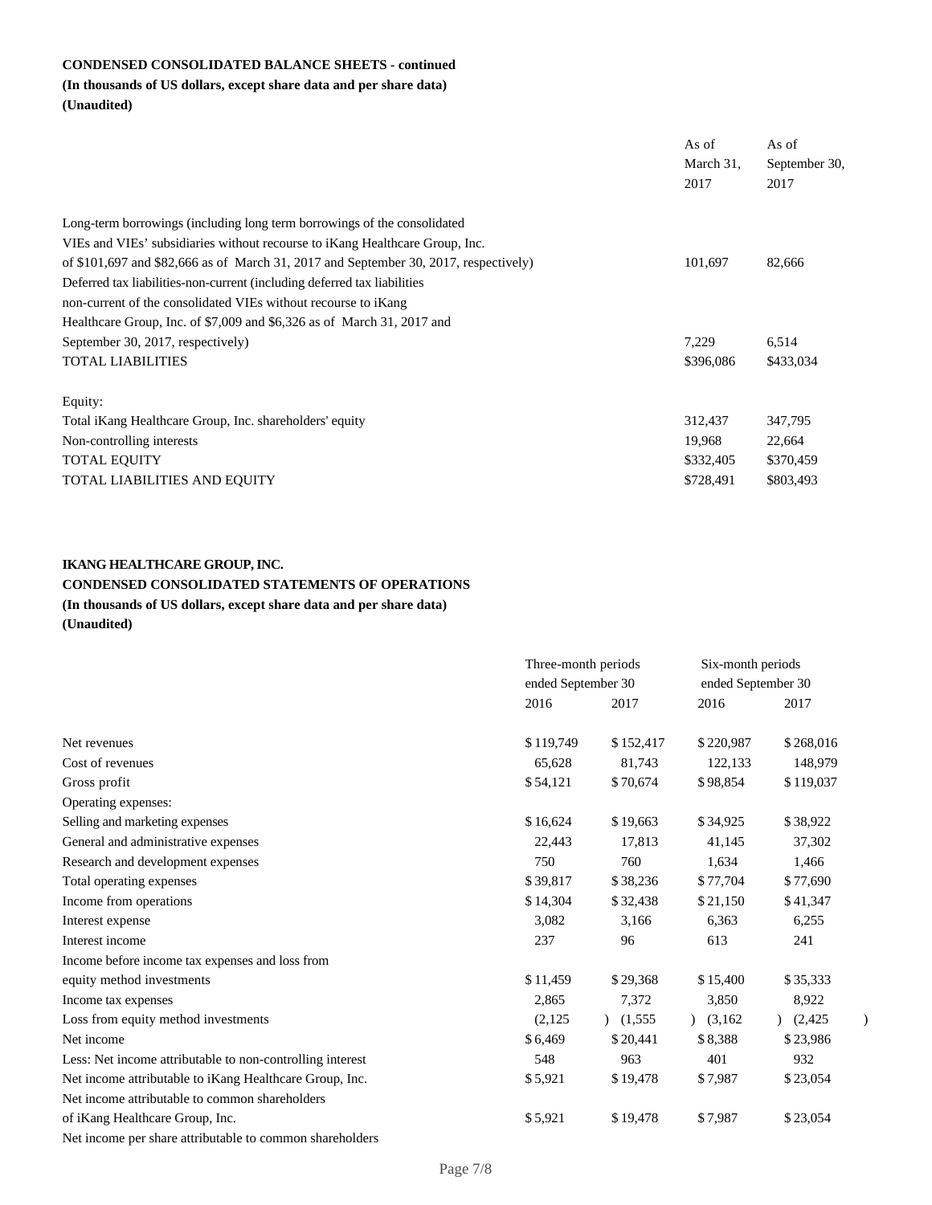**CONDENSED CONSOLIDATED BALANCE SHEETS - continued**
**(In thousands of US dollars, except share data and per share data)**
**(Unaudited)**

| | As of March 31, 2017 | As of September 30, 2017 |
|---|---|---|
| Long-term borrowings (including long term borrowings of the consolidated VIEs and VIEs' subsidiaries without recourse to iKang Healthcare Group, Inc. of $101,697 and $82,666 as of March 31, 2017 and September 30, 2017, respectively) | 101,697 | 82,666 |
| Deferred tax liabilities-non-current (including deferred tax liabilities non-current of the consolidated VIEs without recourse to iKang Healthcare Group, Inc. of $7,009 and $6,326 as of March 31, 2017 and September 30, 2017, respectively) | 7,229 | 6,514 |
| TOTAL LIABILITIES | $396,086 | $433,034 |
| Equity: | | |
| Total iKang Healthcare Group, Inc. shareholders' equity | 312,437 | 347,795 |
| Non-controlling interests | 19,968 | 22,664 |
| TOTAL EQUITY | $332,405 | $370,459 |
| TOTAL LIABILITIES AND EQUITY | $728,491 | $803,493 |

**IKANG HEALTHCARE GROUP, INC.**
**CONDENSED CONSOLIDATED STATEMENTS OF OPERATIONS**
**(In thousands of US dollars, except share data and per share data)**
**(Unaudited)**

| | Three-month periods ended September 30 | | Six-month periods ended September 30 | |
|---|---|---|---|---|
| | 2016 | 2017 | 2016 | 2017 |
| Net revenues | $119,749 | $152,417 | $220,987 | $268,016 |
| Cost of revenues | 65,628 | 81,743 | 122,133 | 148,979 |
| Gross profit | $54,121 | $70,674 | $98,854 | $119,037 |
| Operating expenses: | | | | |
| Selling and marketing expenses | $16,624 | $19,663 | $34,925 | $38,922 |
| General and administrative expenses | 22,443 | 17,813 | 41,145 | 37,302 |
| Research and development expenses | 750 | 760 | 1,634 | 1,466 |
| Total operating expenses | $39,817 | $38,236 | $77,704 | $77,690 |
| Income from operations | $14,304 | $32,438 | $21,150 | $41,347 |
| Interest expense | 3,082 | 3,166 | 6,363 | 6,255 |
| Interest income | 237 | 96 | 613 | 241 |
| Income before income tax expenses and loss from equity method investments | $11,459 | $29,368 | $15,400 | $35,333 |
| Income tax expenses | 2,865 | 7,372 | 3,850 | 8,922 |
| Loss from equity method investments | (2,125) | (1,555) | (3,162) | (2,425) |
| Net income | $6,469 | $20,441 | $8,388 | $23,986 |
| Less: Net income attributable to non-controlling interest | 548 | 963 | 401 | 932 |
| Net income attributable to iKang Healthcare Group, Inc. | $5,921 | $19,478 | $7,987 | $23,054 |
| Net income attributable to common shareholders of iKang Healthcare Group, Inc. | $5,921 | $19,478 | $7,987 | $23,054 |
| Net income per share attributable to common shareholders | | | | |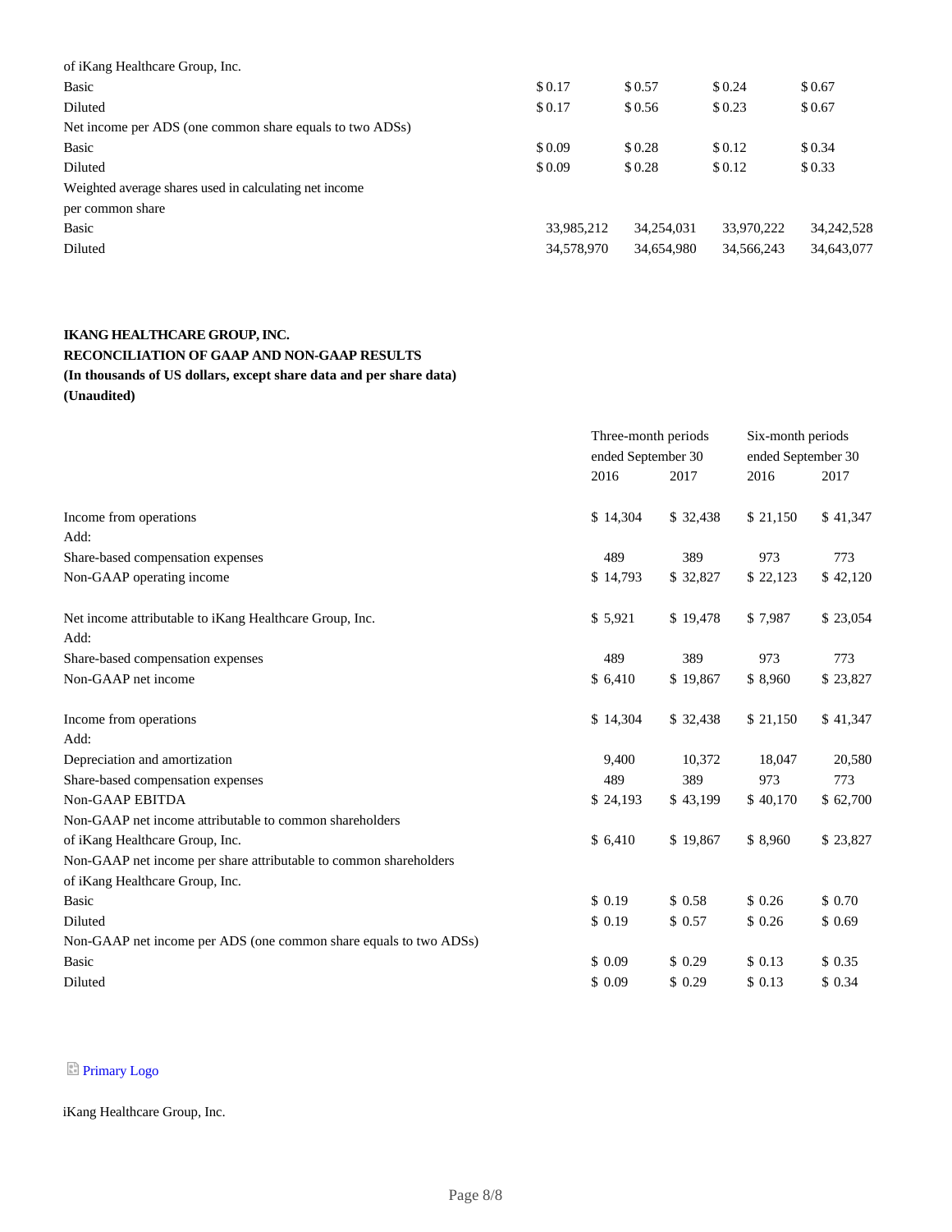| | | | | |
|---|---|---|---|---|
| of iKang Healthcare Group, Inc. | | | | |
| Basic | $ 0.17 | $ 0.57 | $ 0.24 | $ 0.67 |
| Diluted | $ 0.17 | $ 0.56 | $ 0.23 | $ 0.67 |
| Net income per ADS (one common share equals to two ADSs) | | | | |
| Basic | $ 0.09 | $ 0.28 | $ 0.12 | $ 0.34 |
| Diluted | $ 0.09 | $ 0.28 | $ 0.12 | $ 0.33 |
| Weighted average shares used in calculating net income per common share | | | | |
| Basic | 33,985,212 | 34,254,031 | 33,970,222 | 34,242,528 |
| Diluted | 34,578,970 | 34,654,980 | 34,566,243 | 34,643,077 |

**IKANG HEALTHCARE GROUP, INC.**
**RECONCILIATION OF GAAP AND NON-GAAP RESULTS**
**(In thousands of US dollars, except share data and per share data)**
**(Unaudited)**

| | Three-month periods ended September 30 | | Six-month periods ended September 30 | |
|---|---|---|---|---|
| | 2016 | 2017 | 2016 | 2017 |
| Income from operations | $ 14,304 | $ 32,438 | $ 21,150 | $ 41,347 |
| Add: | | | | |
| Share-based compensation expenses | 489 | 389 | 973 | 773 |
| Non-GAAP operating income | $ 14,793 | $ 32,827 | $ 22,123 | $ 42,120 |
| | | | | |
| Net income attributable to iKang Healthcare Group, Inc. | $ 5,921 | $ 19,478 | $ 7,987 | $ 23,054 |
| Add: | | | | |
| Share-based compensation expenses | 489 | 389 | 973 | 773 |
| Non-GAAP net income | $ 6,410 | $ 19,867 | $ 8,960 | $ 23,827 |
| | | | | |
| Income from operations | $ 14,304 | $ 32,438 | $ 21,150 | $ 41,347 |
| Add: | | | | |
| Depreciation and amortization | 9,400 | 10,372 | 18,047 | 20,580 |
| Share-based compensation expenses | 489 | 389 | 973 | 773 |
| Non-GAAP EBITDA | $ 24,193 | $ 43,199 | $ 40,170 | $ 62,700 |
| Non-GAAP net income attributable to common shareholders of iKang Healthcare Group, Inc. | $ 6,410 | $ 19,867 | $ 8,960 | $ 23,827 |
| Non-GAAP net income per share attributable to common shareholders of iKang Healthcare Group, Inc. | | | | |
| Basic | $ 0.19 | $ 0.58 | $ 0.26 | $ 0.70 |
| Diluted | $ 0.19 | $ 0.57 | $ 0.26 | $ 0.69 |
| Non-GAAP net income per ADS (one common share equals to two ADSs) | | | | |
| Basic | $ 0.09 | $ 0.29 | $ 0.13 | $ 0.35 |
| Diluted | $ 0.09 | $ 0.29 | $ 0.13 | $ 0.34 |

Primary Logo

iKang Healthcare Group, Inc.